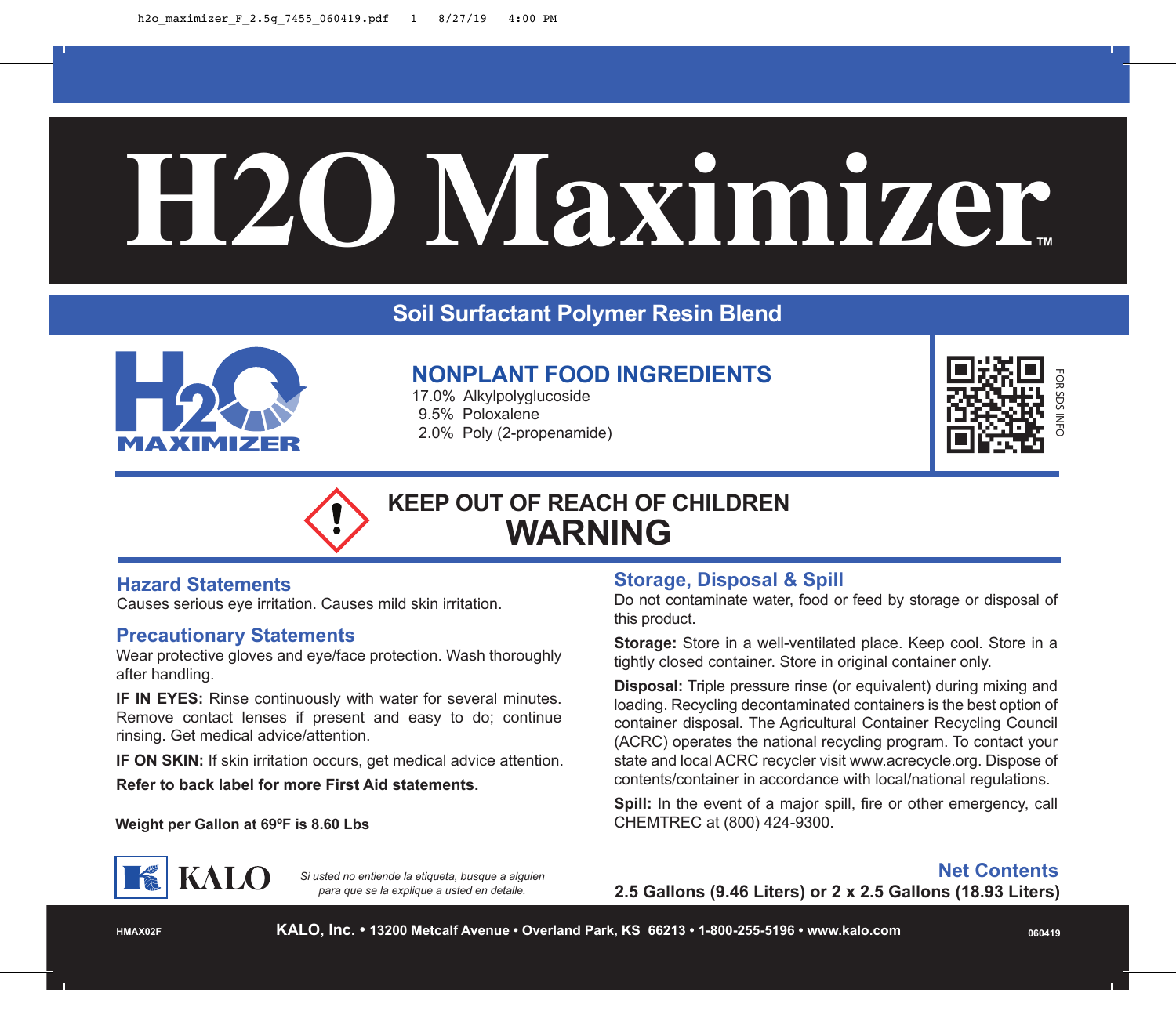# H2O Maximizer™

## Soil Surfactant Polymer Resin Blend

### NONPLANT FOOD INGREDIENTS

17.0% Alkylpolyglucoside
9.5% Poloxalene
2.0% Poly (2-propenamide)

FOR SDS INFO

**KEEP OUT OF REACH OF CHILDREN**

# WARNING

### Hazard Statements

Causes serious eye irritation. Causes mild skin irritation.

### Precautionary Statements

Wear protective gloves and eye/face protection. Wash thoroughly after handling.

**IF IN EYES:** Rinse continuously with water for several minutes. Remove contact lenses if present and easy to do; continue rinsing. Get medical advice/attention.

**IF ON SKIN:** If skin irritation occurs, get medical advice attention.

**Refer to back label for more First Aid statements.**

**Weight per Gallon at 69ºF is 8.60 Lbs**

### Storage, Disposal & Spill

Do not contaminate water, food or feed by storage or disposal of this product.

**Storage:** Store in a well-ventilated place. Keep cool. Store in a tightly closed container. Store in original container only.

**Disposal:** Triple pressure rinse (or equivalent) during mixing and loading. Recycling decontaminated containers is the best option of container disposal. The Agricultural Container Recycling Council (ACRC) operates the national recycling program. To contact your state and local ACRC recycler visit www.acrecycle.org. Dispose of contents/container in accordance with local/national regulations.

**Spill:** In the event of a major spill, fire or other emergency, call CHEMTREC at (800) 424-9300.

KALO

*Si usted no entiende la etiqueta, busque a alguien para que se la explique a usted en detalle.*

### Net Contents

**2.5 Gallons (9.46 Liters) or 2 x 2.5 Gallons (18.93 Liters)**

HMAX02F

**KALO, Inc. • 13200 Metcalf Avenue • Overland Park, KS 66213 • 1-800-255-5196 • www.kalo.com**

060419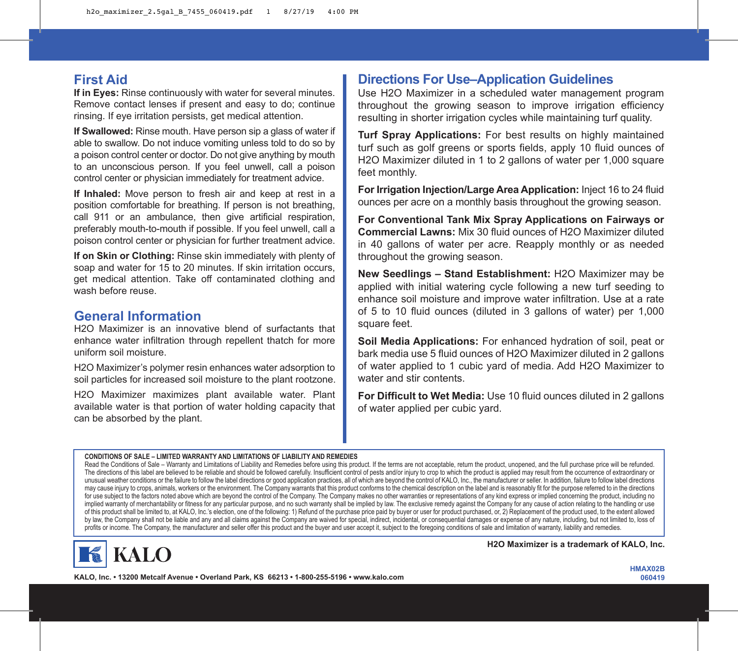## First Aid

**If in Eyes:** Rinse continuously with water for several minutes. Remove contact lenses if present and easy to do; continue rinsing. If eye irritation persists, get medical attention.

**If Swallowed:** Rinse mouth. Have person sip a glass of water if able to swallow. Do not induce vomiting unless told to do so by a poison control center or doctor. Do not give anything by mouth to an unconscious person. If you feel unwell, call a poison control center or physician immediately for treatment advice.

**If Inhaled:** Move person to fresh air and keep at rest in a position comfortable for breathing. If person is not breathing, call 911 or an ambulance, then give artificial respiration, preferably mouth-to-mouth if possible. If you feel unwell, call a poison control center or physician for further treatment advice.

**If on Skin or Clothing:** Rinse skin immediately with plenty of soap and water for 15 to 20 minutes. If skin irritation occurs, get medical attention. Take off contaminated clothing and wash before reuse.

## General Information

H2O Maximizer is an innovative blend of surfactants that enhance water infiltration through repellent thatch for more uniform soil moisture.

H2O Maximizer's polymer resin enhances water adsorption to soil particles for increased soil moisture to the plant rootzone.

H2O Maximizer maximizes plant available water. Plant available water is that portion of water holding capacity that can be absorbed by the plant.

## Directions For Use–Application Guidelines

Use H2O Maximizer in a scheduled water management program throughout the growing season to improve irrigation efficiency resulting in shorter irrigation cycles while maintaining turf quality.

**Turf Spray Applications:** For best results on highly maintained turf such as golf greens or sports fields, apply 10 fluid ounces of H2O Maximizer diluted in 1 to 2 gallons of water per 1,000 square feet monthly.

**For Irrigation Injection/Large Area Application:** Inject 16 to 24 fluid ounces per acre on a monthly basis throughout the growing season.

**For Conventional Tank Mix Spray Applications on Fairways or Commercial Lawns:** Mix 30 fluid ounces of H2O Maximizer diluted in 40 gallons of water per acre. Reapply monthly or as needed throughout the growing season.

**New Seedlings – Stand Establishment:** H2O Maximizer may be applied with initial watering cycle following a new turf seeding to enhance soil moisture and improve water infiltration. Use at a rate of 5 to 10 fluid ounces (diluted in 3 gallons of water) per 1,000 square feet.

**Soil Media Applications:** For enhanced hydration of soil, peat or bark media use 5 fluid ounces of H2O Maximizer diluted in 2 gallons of water applied to 1 cubic yard of media. Add H2O Maximizer to water and stir contents.

**For Difficult to Wet Media:** Use 10 fluid ounces diluted in 2 gallons of water applied per cubic yard.

**CONDITIONS OF SALE – LIMITED WARRANTY AND LIMITATIONS OF LIABILITY AND REMEDIES**

Read the Conditions of Sale – Warranty and Limitations of Liability and Remedies before using this product. If the terms are not acceptable, return the product, unopened, and the full purchase price will be refunded. The directions of this label are believed to be reliable and should be followed carefully. Insufficient control of pests and/or injury to crop to which the product is applied may result from the occurrence of extraordinary or unusual weather conditions or the failure to follow the label directions or good application practices, all of which are beyond the control of KALO, Inc., the manufacturer or seller. In addition, failure to follow label directions may cause injury to crops, animals, workers or the environment. The Company warrants that this product conforms to the chemical description on the label and is reasonably fit for the purpose referred to in the directions for use subject to the factors noted above which are beyond the control of the Company. The Company makes no other warranties or representations of any kind express or implied concerning the product, including no implied warranty of merchantability or fitness for any particular purpose, and no such warranty shall be implied by law. The exclusive remedy against the Company for any cause of action relating to the handling or use of this product shall be limited to, at KALO, Inc.'s election, one of the following: 1) Refund of the purchase price paid by buyer or user for product purchased, or, 2) Replacement of the product used, to the extent allowed by law, the Company shall not be liable and any and all claims against the Company are waived for special, indirect, incidental, or consequential damages or expense of any nature, including, but not limited to, loss of profits or income. The Company, the manufacturer and seller offer this product and the buyer and user accept it, subject to the foregoing conditions of sale and limitation of warranty, liability and remedies.

KALO

**H2O Maximizer is a trademark of KALO, Inc.**

**KALO, Inc. • 13200 Metcalf Avenue • Overland Park, KS 66213 • 1-800-255-5196 • www.kalo.com**

**HMAX02B**
**060419**